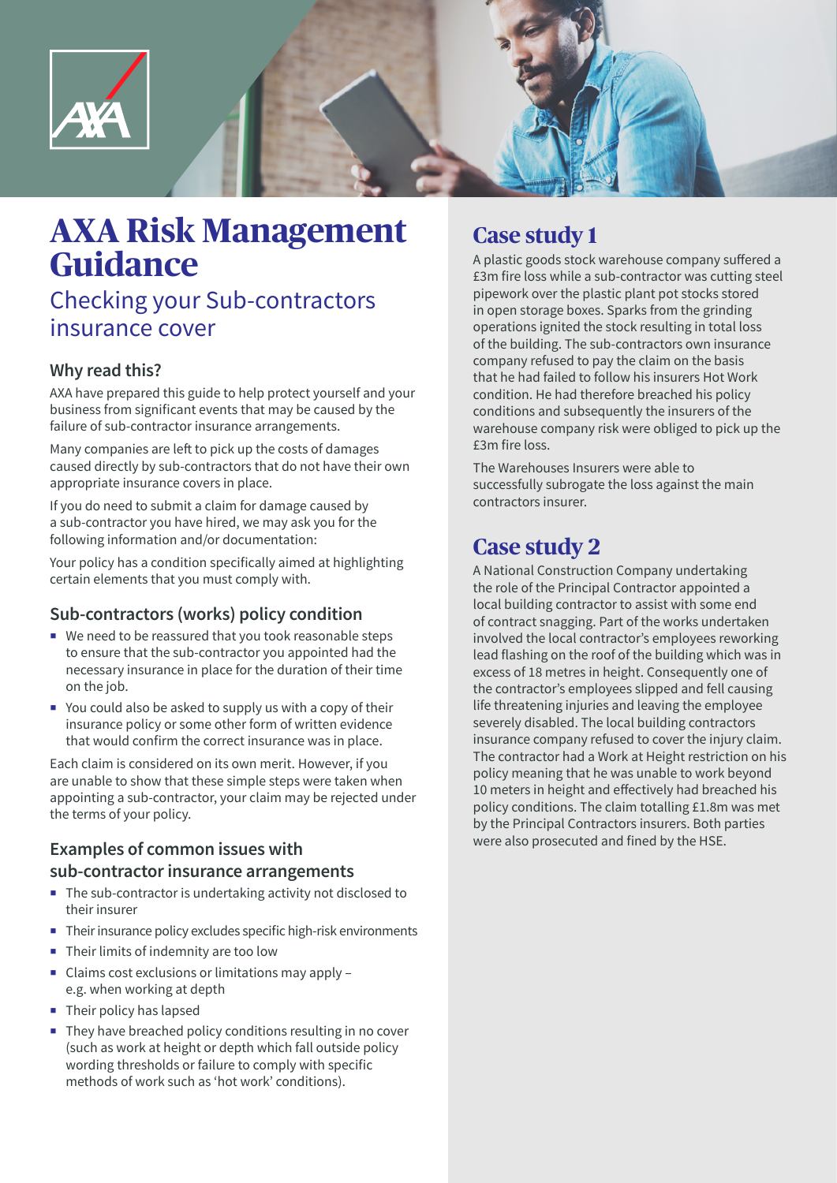# AXA Risk Management Guidance

## Checking your Sub-contractors insurance cover

### Why read this?

AXA have prepared this guide to help protect yourself and your business from significant events that may be caused by the failure of sub-contractor insurance arrangements.

Many companies are left to pick up the costs of damages caused directly by sub-contractors that do not have their own appropriate insurance covers in place.

If you do need to submit a claim for damage caused by a sub-contractor you have hired, we may ask you for the following information and/or documentation:

Your policy has a condition specifically aimed at highlighting certain elements that you must comply with.

### Sub-contractors (works) policy condition

- We need to be reassured that you took reasonable steps to ensure that the sub-contractor you appointed had the necessary insurance in place for the duration of their time on the job.
- You could also be asked to supply us with a copy of their insurance policy or some other form of written evidence that would confirm the correct insurance was in place.

Each claim is considered on its own merit. However, if you are unable to show that these simple steps were taken when appointing a sub-contractor, your claim may be rejected under the terms of your policy.

### Examples of common issues with sub-contractor insurance arrangements

- The sub-contractor is undertaking activity not disclosed to their insurer
- Their insurance policy excludes specific high-risk environments
- Their limits of indemnity are too low
- Claims cost exclusions or limitations may apply – e.g. when working at depth
- Their policy has lapsed
- They have breached policy conditions resulting in no cover (such as work at height or depth which fall outside policy wording thresholds or failure to comply with specific methods of work such as 'hot work' conditions).

## Case study 1

A plastic goods stock warehouse company suffered a £3m fire loss while a sub-contractor was cutting steel pipework over the plastic plant pot stocks stored in open storage boxes. Sparks from the grinding operations ignited the stock resulting in total loss of the building. The sub-contractors own insurance company refused to pay the claim on the basis that he had failed to follow his insurers Hot Work condition. He had therefore breached his policy conditions and subsequently the insurers of the warehouse company risk were obliged to pick up the £3m fire loss.

The Warehouses Insurers were able to successfully subrogate the loss against the main contractors insurer.

## Case study 2

A National Construction Company undertaking the role of the Principal Contractor appointed a local building contractor to assist with some end of contract snagging. Part of the works undertaken involved the local contractor's employees reworking lead flashing on the roof of the building which was in excess of 18 metres in height. Consequently one of the contractor's employees slipped and fell causing life threatening injuries and leaving the employee severely disabled. The local building contractors insurance company refused to cover the injury claim. The contractor had a Work at Height restriction on his policy meaning that he was unable to work beyond 10 meters in height and effectively had breached his policy conditions. The claim totalling £1.8m was met by the Principal Contractors insurers. Both parties were also prosecuted and fined by the HSE.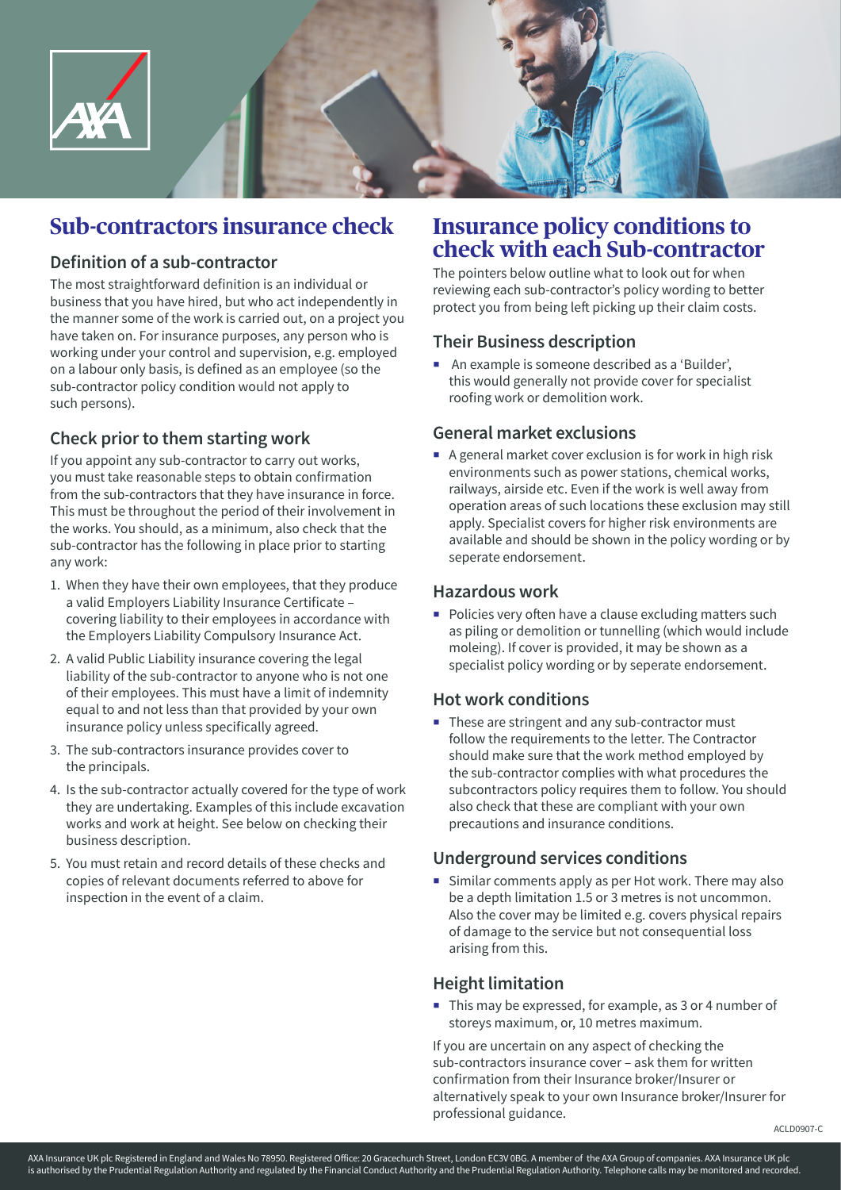## Sub-contractors insurance check

### Definition of a sub-contractor

The most straightforward definition is an individual or business that you have hired, but who act independently in the manner some of the work is carried out, on a project you have taken on. For insurance purposes, any person who is working under your control and supervision, e.g. employed on a labour only basis, is defined as an employee (so the sub-contractor policy condition would not apply to such persons).

### Check prior to them starting work

If you appoint any sub-contractor to carry out works, you must take reasonable steps to obtain confirmation from the sub-contractors that they have insurance in force. This must be throughout the period of their involvement in the works. You should, as a minimum, also check that the sub-contractor has the following in place prior to starting any work:

1. When they have their own employees, that they produce a valid Employers Liability Insurance Certificate – covering liability to their employees in accordance with the Employers Liability Compulsory Insurance Act.
2. A valid Public Liability insurance covering the legal liability of the sub-contractor to anyone who is not one of their employees. This must have a limit of indemnity equal to and not less than that provided by your own insurance policy unless specifically agreed.
3. The sub-contractors insurance provides cover to the principals.
4. Is the sub-contractor actually covered for the type of work they are undertaking. Examples of this include excavation works and work at height. See below on checking their business description.
5. You must retain and record details of these checks and copies of relevant documents referred to above for inspection in the event of a claim.

## Insurance policy conditions to check with each Sub-contractor

The pointers below outline what to look out for when reviewing each sub-contractor's policy wording to better protect you from being left picking up their claim costs.

### Their Business description

- An example is someone described as a 'Builder', this would generally not provide cover for specialist roofing work or demolition work.

### General market exclusions

- A general market cover exclusion is for work in high risk environments such as power stations, chemical works, railways, airside etc. Even if the work is well away from operation areas of such locations these exclusion may still apply. Specialist covers for higher risk environments are available and should be shown in the policy wording or by seperate endorsement.

### Hazardous work

- Policies very often have a clause excluding matters such as piling or demolition or tunnelling (which would include moleing). If cover is provided, it may be shown as a specialist policy wording or by seperate endorsement.

### Hot work conditions

- These are stringent and any sub-contractor must follow the requirements to the letter. The Contractor should make sure that the work method employed by the sub-contractor complies with what procedures the subcontractors policy requires them to follow. You should also check that these are compliant with your own precautions and insurance conditions.

### Underground services conditions

- Similar comments apply as per Hot work. There may also be a depth limitation 1.5 or 3 metres is not uncommon. Also the cover may be limited e.g. covers physical repairs of damage to the service but not consequential loss arising from this.

### Height limitation

- This may be expressed, for example, as 3 or 4 number of storeys maximum, or, 10 metres maximum.

If you are uncertain on any aspect of checking the sub-contractors insurance cover – ask them for written confirmation from their Insurance broker/Insurer or alternatively speak to your own Insurance broker/Insurer for professional guidance.

ACLD0907-C

AXA Insurance UK plc Registered in England and Wales No 78950. Registered Office: 20 Gracechurch Street, London EC3V 0BG. A member of the AXA Group of companies. AXA Insurance UK plc is authorised by the Prudential Regulation Authority and regulated by the Financial Conduct Authority and the Prudential Regulation Authority. Telephone calls may be monitored and recorded.